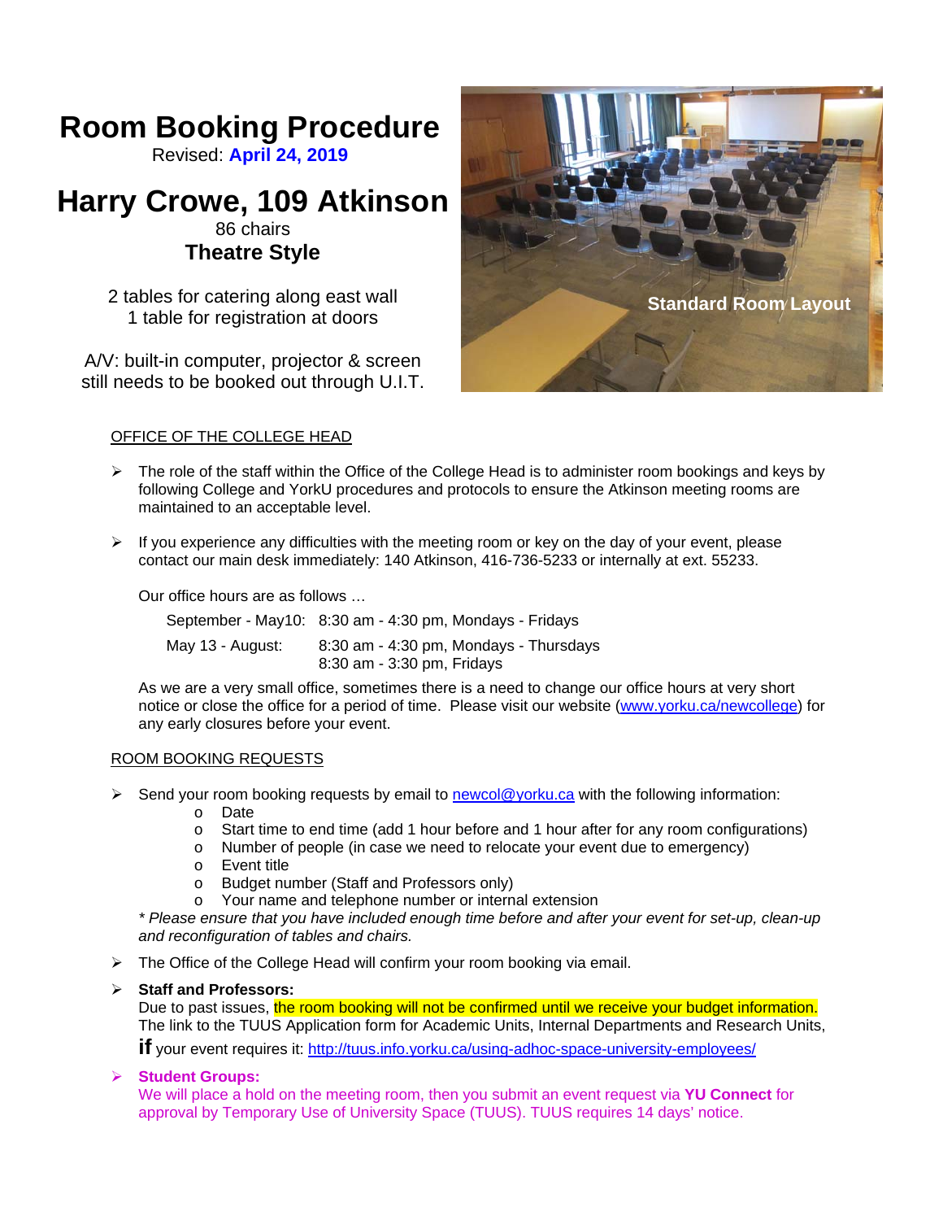# Room Booking Procedure

Revised: **April 24, 2019**

# Harry Crowe, 109 Atkinson

86 chairs

**Theatre Style**

2 tables for catering along east wall
1 table for registration at doors

A/V: built-in computer, projector & screen still needs to be booked out through U.I.T.

Standard Room Layout

## OFFICE OF THE COLLEGE HEAD

- The role of the staff within the Office of the College Head is to administer room bookings and keys by following College and YorkU procedures and protocols to ensure the Atkinson meeting rooms are maintained to an acceptable level.

- If you experience any difficulties with the meeting room or key on the day of your event, please contact our main desk immediately: 140 Atkinson, 416-736-5233 or internally at ext. 55233.

  Our office hours are as follows …

  | | |
  |---|---|
  | September - May10: | 8:30 am - 4:30 pm, Mondays - Fridays |
  | May 13 - August: | 8:30 am - 4:30 pm, Mondays - Thursdays<br>8:30 am - 3:30 pm, Fridays |

  As we are a very small office, sometimes there is a need to change our office hours at very short notice or close the office for a period of time. Please visit our website (www.yorku.ca/newcollege) for any early closures before your event.

## ROOM BOOKING REQUESTS

- Send your room booking requests by email to newcol@yorku.ca with the following information:
  - Date
  - Start time to end time (add 1 hour before and 1 hour after for any room configurations)
  - Number of people (in case we need to relocate your event due to emergency)
  - Event title
  - Budget number (Staff and Professors only)
  - Your name and telephone number or internal extension

  *\* Please ensure that you have included enough time before and after your event for set-up, clean-up and reconfiguration of tables and chairs.*

- The Office of the College Head will confirm your room booking via email.

- **Staff and Professors:**
  Due to past issues, the room booking will not be confirmed until we receive your budget information. The link to the TUUS Application form for Academic Units, Internal Departments and Research Units, **if** your event requires it: http://tuus.info.yorku.ca/using-adhoc-space-university-employees/

- **Student Groups:**
  We will place a hold on the meeting room, then you submit an event request via **YU Connect** for approval by Temporary Use of University Space (TUUS). TUUS requires 14 days' notice.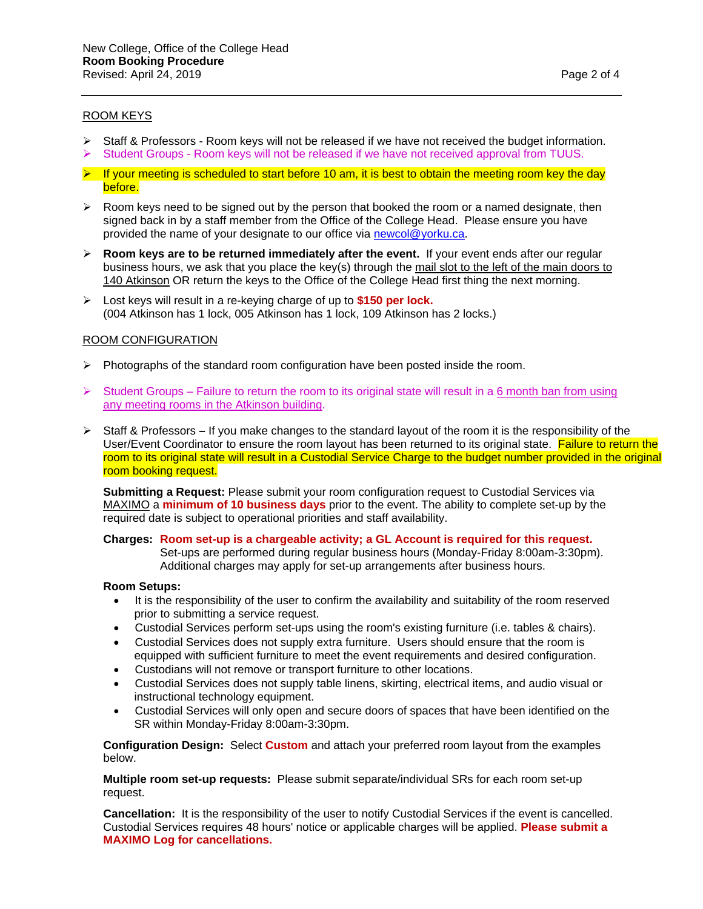## ROOM KEYS

- Staff & Professors - Room keys will not be released if we have not received the budget information.
- Student Groups - Room keys will not be released if we have not received approval from TUUS.
- If your meeting is scheduled to start before 10 am, it is best to obtain the meeting room key the day before.
- Room keys need to be signed out by the person that booked the room or a named designate, then signed back in by a staff member from the Office of the College Head. Please ensure you have provided the name of your designate to our office via newcol@yorku.ca.
- **Room keys are to be returned immediately after the event.** If your event ends after our regular business hours, we ask that you place the key(s) through the mail slot to the left of the main doors to 140 Atkinson OR return the keys to the Office of the College Head first thing the next morning.
- Lost keys will result in a re-keying charge of up to **$150 per lock.** (004 Atkinson has 1 lock, 005 Atkinson has 1 lock, 109 Atkinson has 2 locks.)

## ROOM CONFIGURATION

- Photographs of the standard room configuration have been posted inside the room.
- Student Groups – Failure to return the room to its original state will result in a 6 month ban from using any meeting rooms in the Atkinson building.
- Staff & Professors **–** If you make changes to the standard layout of the room it is the responsibility of the User/Event Coordinator to ensure the room layout has been returned to its original state. Failure to return the room to its original state will result in a Custodial Service Charge to the budget number provided in the original room booking request.

  **Submitting a Request:** Please submit your room configuration request to Custodial Services via MAXIMO a **minimum of 10 business days** prior to the event. The ability to complete set-up by the required date is subject to operational priorities and staff availability.

  **Charges:** **Room set-up is a chargeable activity; a GL Account is required for this request.** Set-ups are performed during regular business hours (Monday-Friday 8:00am-3:30pm). Additional charges may apply for set-up arrangements after business hours.

  **Room Setups:**
  - It is the responsibility of the user to confirm the availability and suitability of the room reserved prior to submitting a service request.
  - Custodial Services perform set-ups using the room's existing furniture (i.e. tables & chairs).
  - Custodial Services does not supply extra furniture. Users should ensure that the room is equipped with sufficient furniture to meet the event requirements and desired configuration.
  - Custodians will not remove or transport furniture to other locations.
  - Custodial Services does not supply table linens, skirting, electrical items, and audio visual or instructional technology equipment.
  - Custodial Services will only open and secure doors of spaces that have been identified on the SR within Monday-Friday 8:00am-3:30pm.

  **Configuration Design:** Select **Custom** and attach your preferred room layout from the examples below.

  **Multiple room set-up requests:** Please submit separate/individual SRs for each room set-up request.

  **Cancellation:** It is the responsibility of the user to notify Custodial Services if the event is cancelled. Custodial Services requires 48 hours' notice or applicable charges will be applied. **Please submit a MAXIMO Log for cancellations.**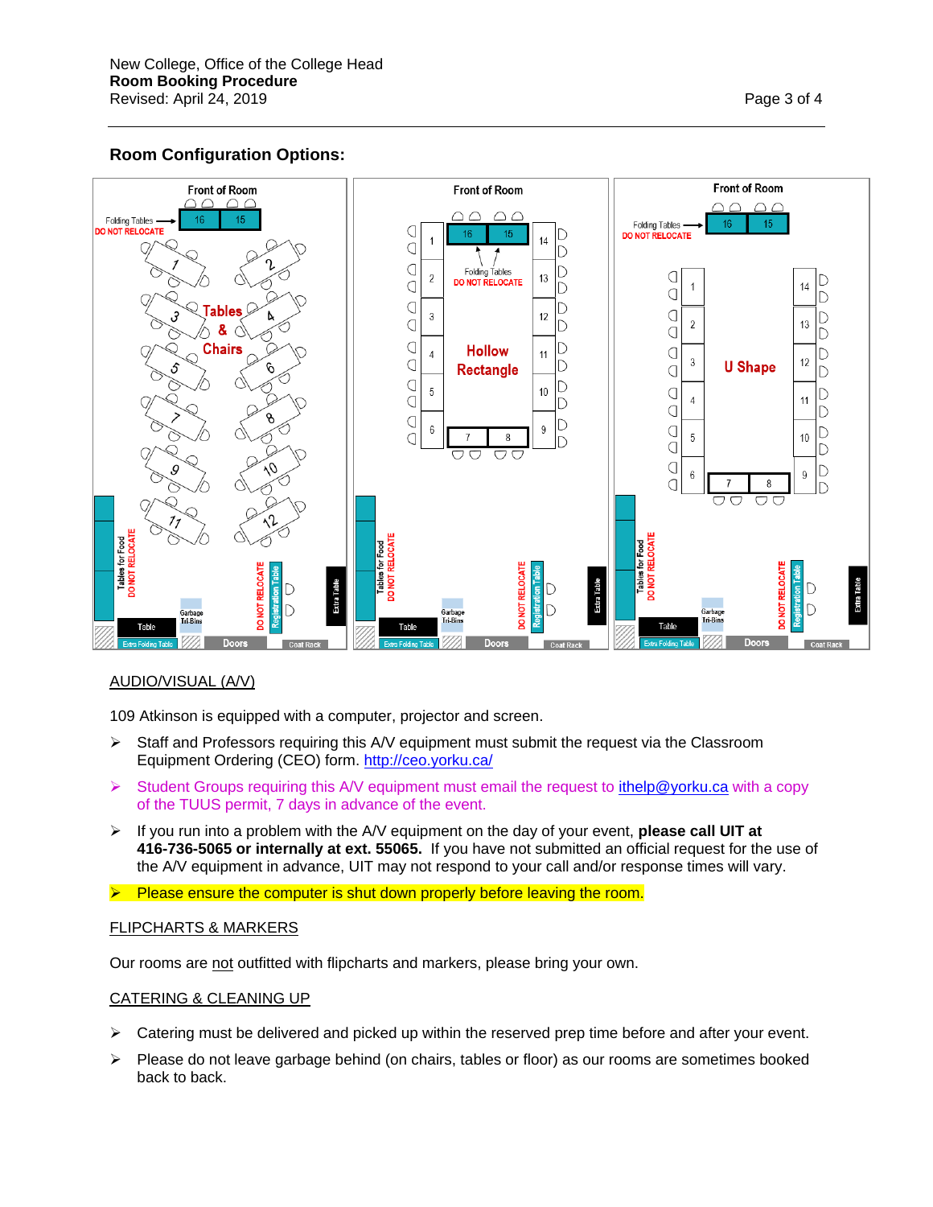## Room Configuration Options:

## AUDIO/VISUAL (A/V)

109 Atkinson is equipped with a computer, projector and screen.

- Staff and Professors requiring this A/V equipment must submit the request via the Classroom Equipment Ordering (CEO) form. http://ceo.yorku.ca/
- Student Groups requiring this A/V equipment must email the request to ithelp@yorku.ca with a copy of the TUUS permit, 7 days in advance of the event.
- If you run into a problem with the A/V equipment on the day of your event, **please call UIT at 416-736-5065 or internally at ext. 55065.** If you have not submitted an official request for the use of the A/V equipment in advance, UIT may not respond to your call and/or response times will vary.
- Please ensure the computer is shut down properly before leaving the room.

## FLIPCHARTS & MARKERS

Our rooms are not outfitted with flipcharts and markers, please bring your own.

## CATERING & CLEANING UP

- Catering must be delivered and picked up within the reserved prep time before and after your event.
- Please do not leave garbage behind (on chairs, tables or floor) as our rooms are sometimes booked back to back.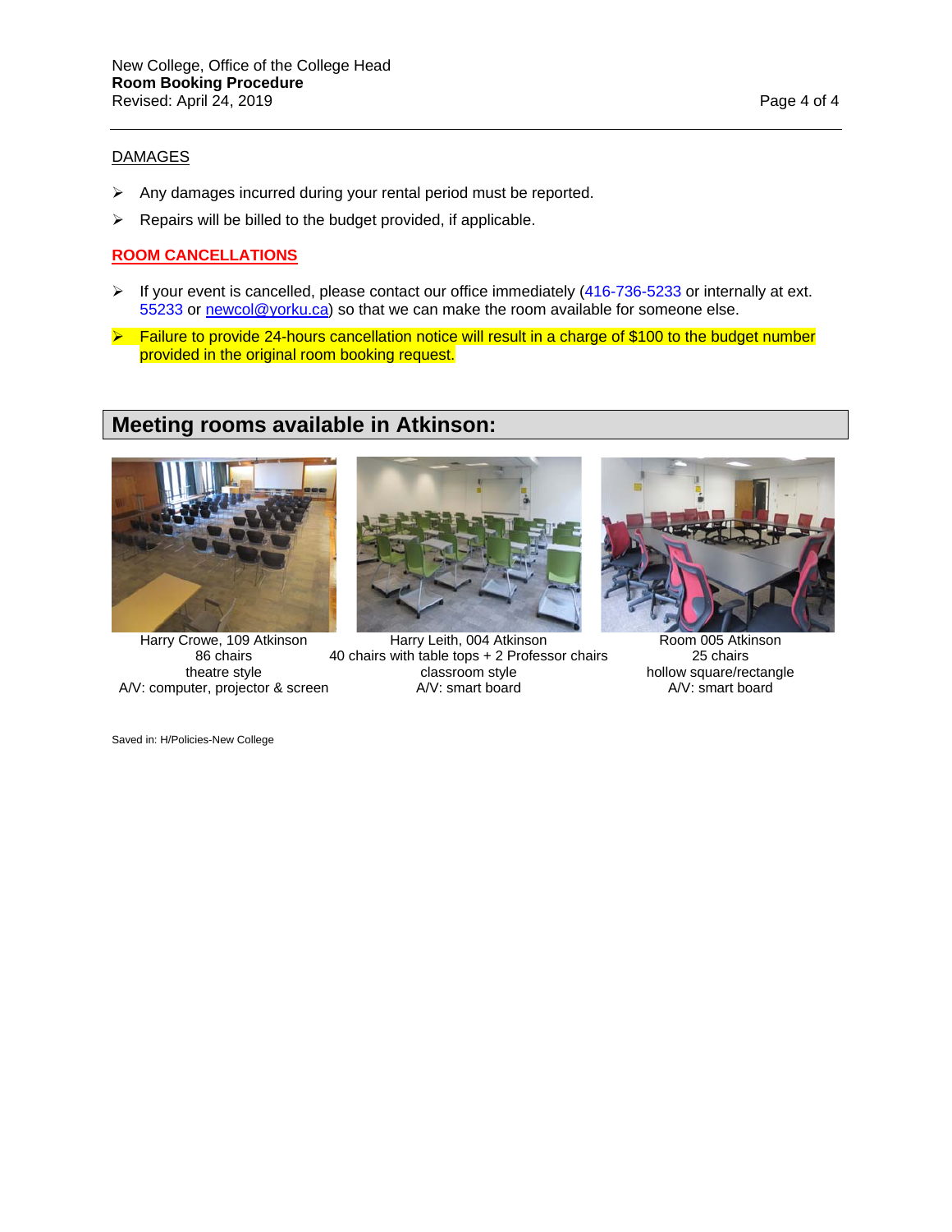## DAMAGES

- Any damages incurred during your rental period must be reported.
- Repairs will be billed to the budget provided, if applicable.

## ROOM CANCELLATIONS

- If your event is cancelled, please contact our office immediately (416-736-5233 or internally at ext. 55233 or newcol@yorku.ca) so that we can make the room available for someone else.
- Failure to provide 24-hours cancellation notice will result in a charge of $100 to the budget number provided in the original room booking request.

## Meeting rooms available in Atkinson:

| | | |
|---|---|---|
| Harry Crowe, 109 Atkinson | Harry Leith, 004 Atkinson | Room 005 Atkinson |
| 86 chairs | 40 chairs with table tops + 2 Professor chairs | 25 chairs |
| theatre style | classroom style | hollow square/rectangle |
| A/V: computer, projector & screen | A/V: smart board | A/V: smart board |

Saved in: H/Policies-New College